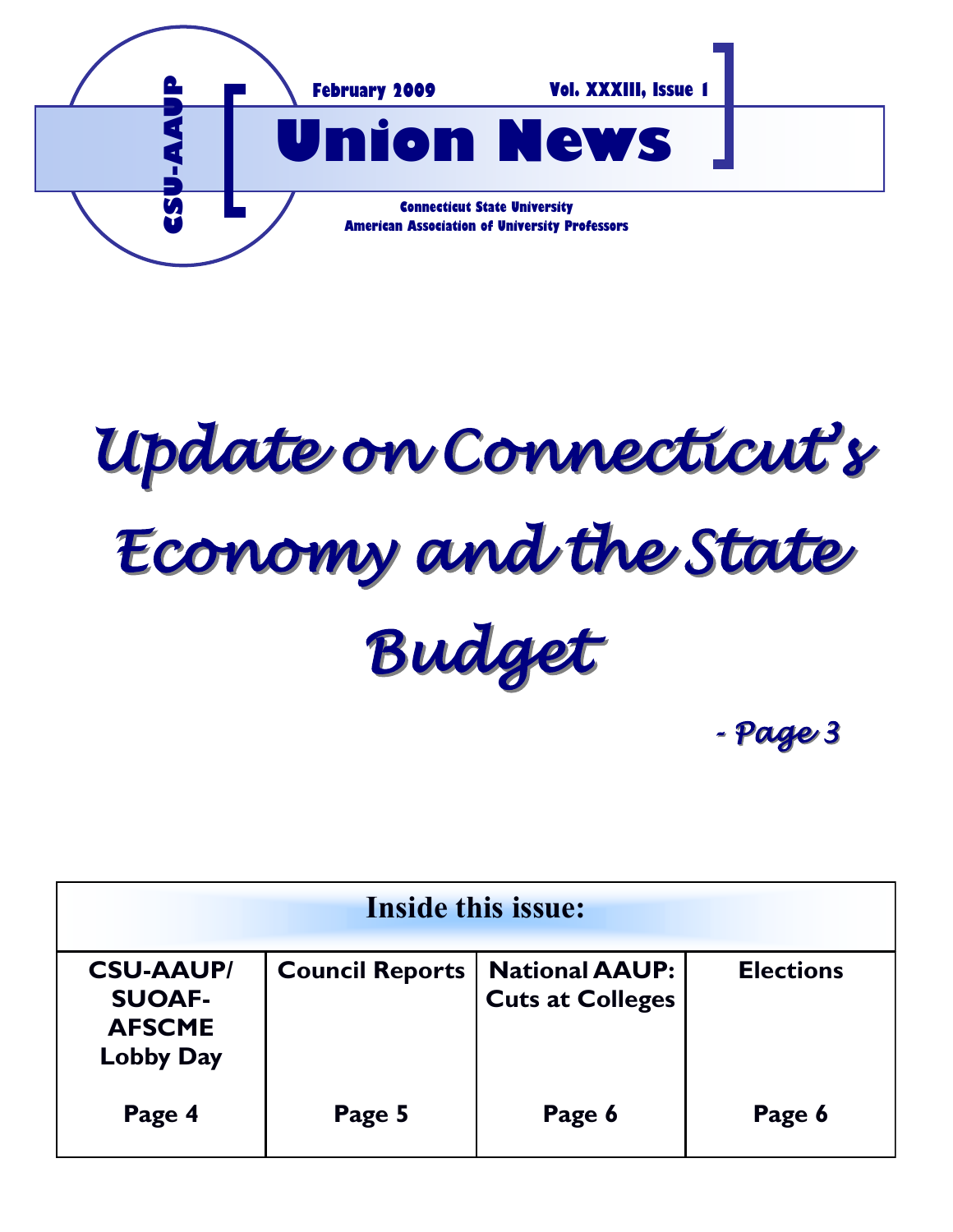CSU-AAUP

February 2009 — Vol. XXXIII, Issue 1

# Union News

**Connecticut State University**
**American Association of University Professors**

## *Update on Connecticut's Economy and the State Budget*

*- Page 3*

| Inside this issue: | | | |
|---|---|---|---|
| **CSU-AAUP/ SUOAF-AFSCME Lobby Day** | **Council Reports** | **National AAUP: Cuts at Colleges** | **Elections** |
| **Page 4** | **Page 5** | **Page 6** | **Page 6** |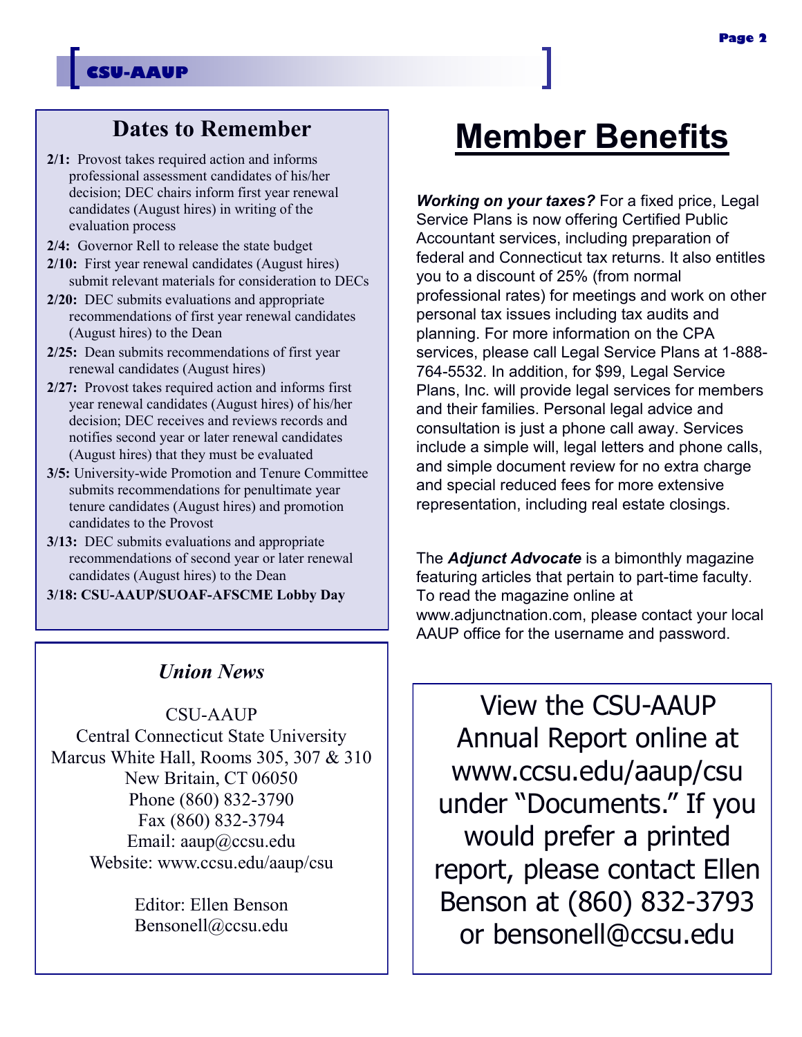## Dates to Remember

**2/1:** Provost takes required action and informs professional assessment candidates of his/her decision; DEC chairs inform first year renewal candidates (August hires) in writing of the evaluation process

**2/4:** Governor Rell to release the state budget

**2/10:** First year renewal candidates (August hires) submit relevant materials for consideration to DECs

**2/20:** DEC submits evaluations and appropriate recommendations of first year renewal candidates (August hires) to the Dean

**2/25:** Dean submits recommendations of first year renewal candidates (August hires)

**2/27:** Provost takes required action and informs first year renewal candidates (August hires) of his/her decision; DEC receives and reviews records and notifies second year or later renewal candidates (August hires) that they must be evaluated

**3/5:** University-wide Promotion and Tenure Committee submits recommendations for penultimate year tenure candidates (August hires) and promotion candidates to the Provost

**3/13:** DEC submits evaluations and appropriate recommendations of second year or later renewal candidates (August hires) to the Dean

**3/18: CSU-AAUP/SUOAF-AFSCME Lobby Day**

### *Union News*

CSU-AAUP
Central Connecticut State University
Marcus White Hall, Rooms 305, 307 & 310
New Britain, CT 06050
Phone (860) 832-3790
Fax (860) 832-3794
Email: aaup@ccsu.edu
Website: www.ccsu.edu/aaup/csu

Editor: Ellen Benson
Bensonell@ccsu.edu

# Member Benefits

***Working on your taxes?*** For a fixed price, Legal Service Plans is now offering Certified Public Accountant services, including preparation of federal and Connecticut tax returns. It also entitles you to a discount of 25% (from normal professional rates) for meetings and work on other personal tax issues including tax audits and planning. For more information on the CPA services, please call Legal Service Plans at 1-888-764-5532. In addition, for $99, Legal Service Plans, Inc. will provide legal services for members and their families. Personal legal advice and consultation is just a phone call away. Services include a simple will, legal letters and phone calls, and simple document review for no extra charge and special reduced fees for more extensive representation, including real estate closings.

The ***Adjunct Advocate*** is a bimonthly magazine featuring articles that pertain to part-time faculty. To read the magazine online at www.adjunctnation.com, please contact your local AAUP office for the username and password.

View the CSU-AAUP Annual Report online at www.ccsu.edu/aaup/csu under "Documents." If you would prefer a printed report, please contact Ellen Benson at (860) 832-3793 or bensonell@ccsu.edu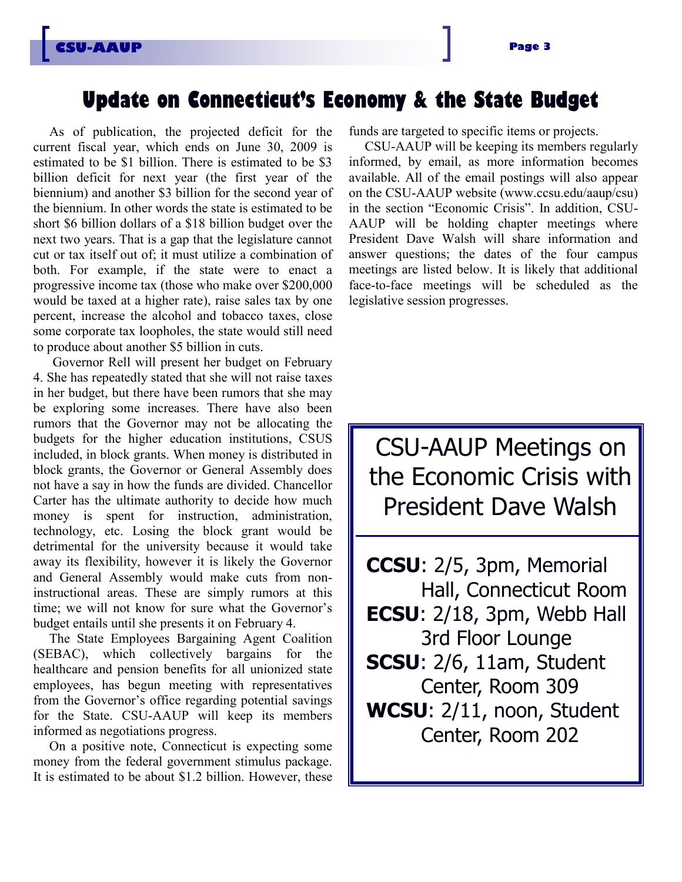# Update on Connecticut's Economy & the State Budget

As of publication, the projected deficit for the current fiscal year, which ends on June 30, 2009 is estimated to be $1 billion. There is estimated to be $3 billion deficit for next year (the first year of the biennium) and another $3 billion for the second year of the biennium. In other words the state is estimated to be short $6 billion dollars of a $18 billion budget over the next two years. That is a gap that the legislature cannot cut or tax itself out of; it must utilize a combination of both. For example, if the state were to enact a progressive income tax (those who make over $200,000 would be taxed at a higher rate), raise sales tax by one percent, increase the alcohol and tobacco taxes, close some corporate tax loopholes, the state would still need to produce about another $5 billion in cuts.

Governor Rell will present her budget on February 4. She has repeatedly stated that she will not raise taxes in her budget, but there have been rumors that she may be exploring some increases. There have also been rumors that the Governor may not be allocating the budgets for the higher education institutions, CSUS included, in block grants. When money is distributed in block grants, the Governor or General Assembly does not have a say in how the funds are divided. Chancellor Carter has the ultimate authority to decide how much money is spent for instruction, administration, technology, etc. Losing the block grant would be detrimental for the university because it would take away its flexibility, however it is likely the Governor and General Assembly would make cuts from non-instructional areas. These are simply rumors at this time; we will not know for sure what the Governor's budget entails until she presents it on February 4.

The State Employees Bargaining Agent Coalition (SEBAC), which collectively bargains for the healthcare and pension benefits for all unionized state employees, has begun meeting with representatives from the Governor's office regarding potential savings for the State. CSU-AAUP will keep its members informed as negotiations progress.

On a positive note, Connecticut is expecting some money from the federal government stimulus package. It is estimated to be about $1.2 billion. However, these funds are targeted to specific items or projects.

CSU-AAUP will be keeping its members regularly informed, by email, as more information becomes available. All of the email postings will also appear on the CSU-AAUP website (www.ccsu.edu/aaup/csu) in the section "Economic Crisis". In addition, CSU-AAUP will be holding chapter meetings where President Dave Walsh will share information and answer questions; the dates of the four campus meetings are listed below. It is likely that additional face-to-face meetings will be scheduled as the legislative session progresses.

## CSU-AAUP Meetings on the Economic Crisis with President Dave Walsh

**CCSU**: 2/5, 3pm, Memorial Hall, Connecticut Room

**ECSU**: 2/18, 3pm, Webb Hall 3rd Floor Lounge

**SCSU**: 2/6, 11am, Student Center, Room 309

**WCSU**: 2/11, noon, Student Center, Room 202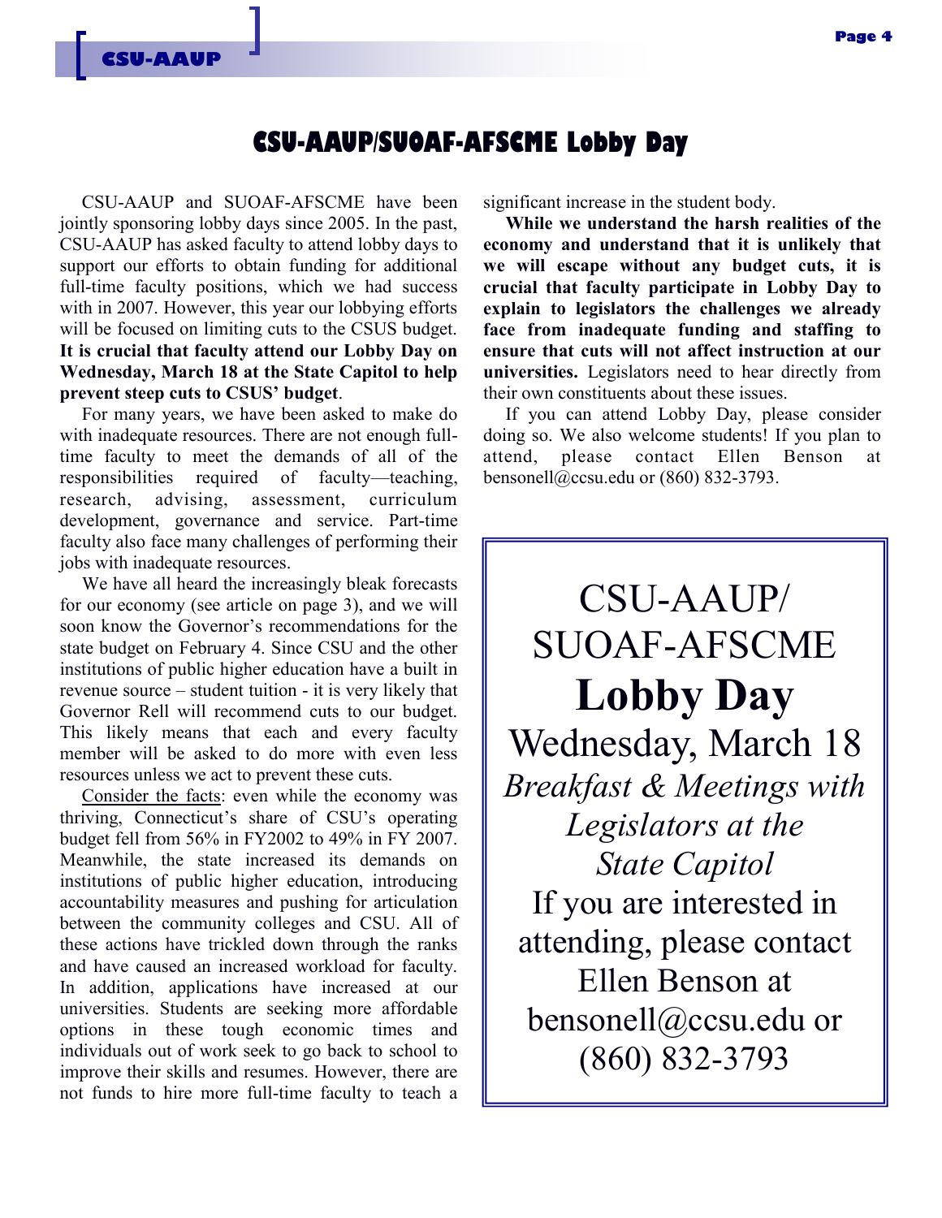# CSU-AAUP/SUOAF-AFSCME Lobby Day

CSU-AAUP and SUOAF-AFSCME have been jointly sponsoring lobby days since 2005. In the past, CSU-AAUP has asked faculty to attend lobby days to support our efforts to obtain funding for additional full-time faculty positions, which we had success with in 2007. However, this year our lobbying efforts will be focused on limiting cuts to the CSUS budget. **It is crucial that faculty attend our Lobby Day on Wednesday, March 18 at the State Capitol to help prevent steep cuts to CSUS' budget**.

For many years, we have been asked to make do with inadequate resources. There are not enough full-time faculty to meet the demands of all of the responsibilities required of faculty—teaching, research, advising, assessment, curriculum development, governance and service. Part-time faculty also face many challenges of performing their jobs with inadequate resources.

We have all heard the increasingly bleak forecasts for our economy (see article on page 3), and we will soon know the Governor's recommendations for the state budget on February 4. Since CSU and the other institutions of public higher education have a built in revenue source – student tuition - it is very likely that Governor Rell will recommend cuts to our budget. This likely means that each and every faculty member will be asked to do more with even less resources unless we act to prevent these cuts.

Consider the facts: even while the economy was thriving, Connecticut's share of CSU's operating budget fell from 56% in FY2002 to 49% in FY 2007. Meanwhile, the state increased its demands on institutions of public higher education, introducing accountability measures and pushing for articulation between the community colleges and CSU. All of these actions have trickled down through the ranks and have caused an increased workload for faculty. In addition, applications have increased at our universities. Students are seeking more affordable options in these tough economic times and individuals out of work seek to go back to school to improve their skills and resumes. However, there are not funds to hire more full-time faculty to teach a significant increase in the student body.

**While we understand the harsh realities of the economy and understand that it is unlikely that we will escape without any budget cuts, it is crucial that faculty participate in Lobby Day to explain to legislators the challenges we already face from inadequate funding and staffing to ensure that cuts will not affect instruction at our universities.** Legislators need to hear directly from their own constituents about these issues.

If you can attend Lobby Day, please consider doing so. We also welcome students! If you plan to attend, please contact Ellen Benson at bensonell@ccsu.edu or (860) 832-3793.

---

CSU-AAUP/
SUOAF-AFSCME

**Lobby Day**

Wednesday, March 18

*Breakfast & Meetings with Legislators at the State Capitol*

If you are interested in attending, please contact Ellen Benson at bensonell@ccsu.edu or (860) 832-3793

---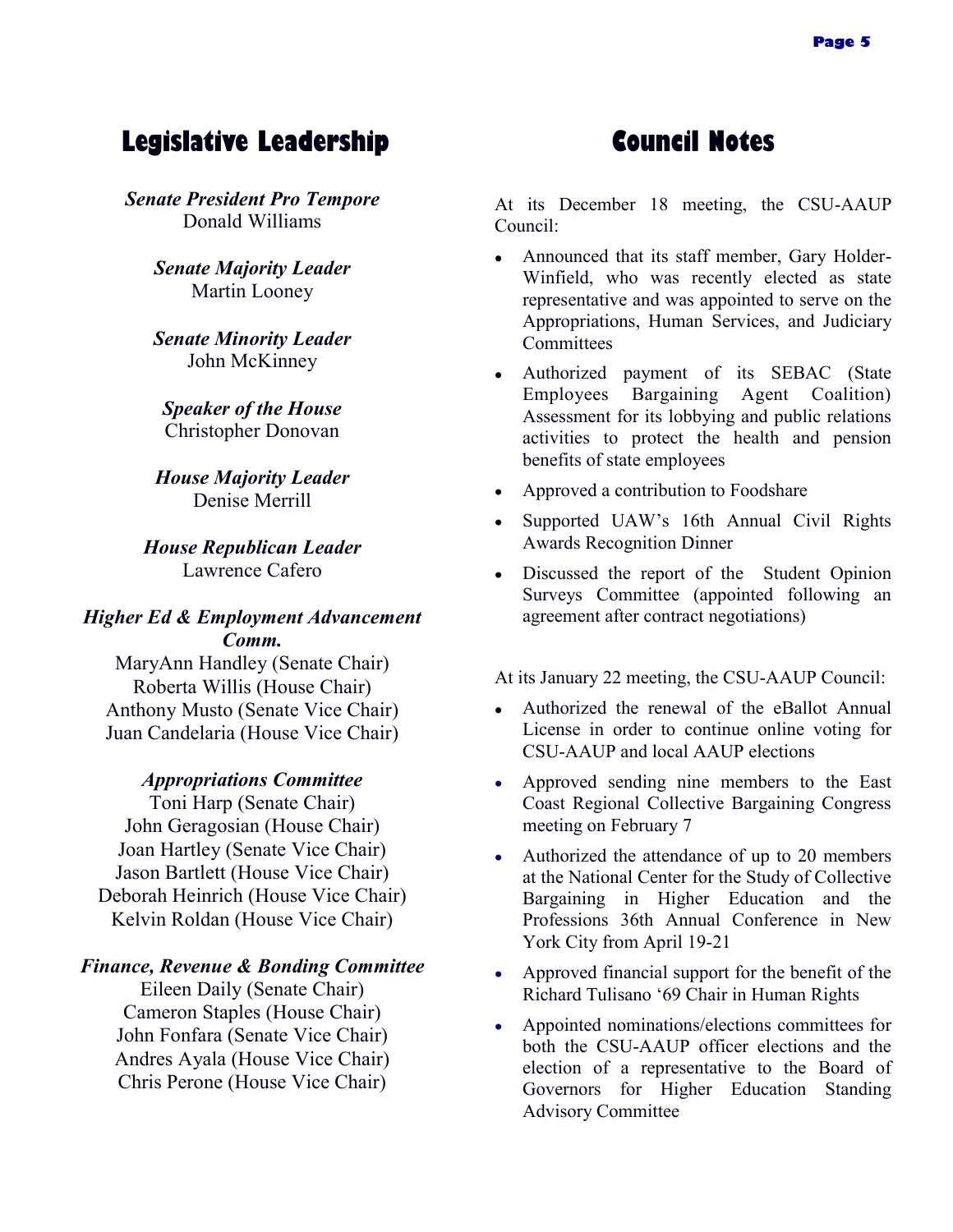## Legislative Leadership

***Senate President Pro Tempore***
Donald Williams

***Senate Majority Leader***
Martin Looney

***Senate Minority Leader***
John McKinney

***Speaker of the House***
Christopher Donovan

***House Majority Leader***
Denise Merrill

***House Republican Leader***
Lawrence Cafero

***Higher Ed & Employment Advancement Comm.***
MaryAnn Handley (Senate Chair)
Roberta Willis (House Chair)
Anthony Musto (Senate Vice Chair)
Juan Candelaria (House Vice Chair)

***Appropriations Committee***
Toni Harp (Senate Chair)
John Geragosian (House Chair)
Joan Hartley (Senate Vice Chair)
Jason Bartlett (House Vice Chair)
Deborah Heinrich (House Vice Chair)
Kelvin Roldan (House Vice Chair)

***Finance, Revenue & Bonding Committee***
Eileen Daily (Senate Chair)
Cameron Staples (House Chair)
John Fonfara (Senate Vice Chair)
Andres Ayala (House Vice Chair)
Chris Perone (House Vice Chair)

## Council Notes

At its December 18 meeting, the CSU-AAUP Council:

- Announced that its staff member, Gary Holder-Winfield, who was recently elected as state representative and was appointed to serve on the Appropriations, Human Services, and Judiciary Committees
- Authorized payment of its SEBAC (State Employees Bargaining Agent Coalition) Assessment for its lobbying and public relations activities to protect the health and pension benefits of state employees
- Approved a contribution to Foodshare
- Supported UAW's 16th Annual Civil Rights Awards Recognition Dinner
- Discussed the report of the Student Opinion Surveys Committee (appointed following an agreement after contract negotiations)

At its January 22 meeting, the CSU-AAUP Council:

- Authorized the renewal of the eBallot Annual License in order to continue online voting for CSU-AAUP and local AAUP elections
- Approved sending nine members to the East Coast Regional Collective Bargaining Congress meeting on February 7
- Authorized the attendance of up to 20 members at the National Center for the Study of Collective Bargaining in Higher Education and the Professions 36th Annual Conference in New York City from April 19-21
- Approved financial support for the benefit of the Richard Tulisano '69 Chair in Human Rights
- Appointed nominations/elections committees for both the CSU-AAUP officer elections and the election of a representative to the Board of Governors for Higher Education Standing Advisory Committee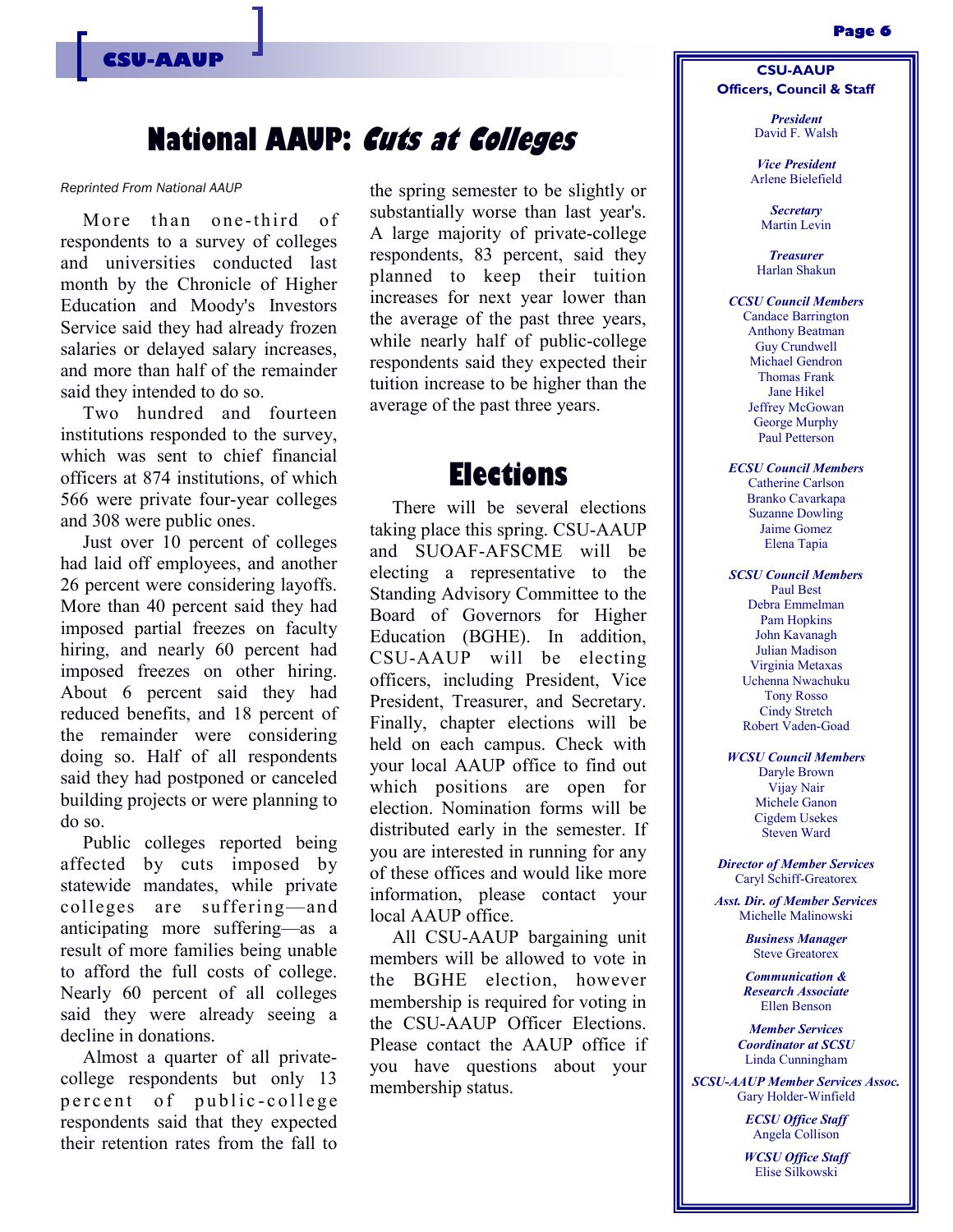# National AAUP: *Cuts at Colleges*

*Reprinted From National AAUP*

More than one-third of respondents to a survey of colleges and universities conducted last month by the Chronicle of Higher Education and Moody's Investors Service said they had already frozen salaries or delayed salary increases, and more than half of the remainder said they intended to do so.

Two hundred and fourteen institutions responded to the survey, which was sent to chief financial officers at 874 institutions, of which 566 were private four-year colleges and 308 were public ones.

Just over 10 percent of colleges had laid off employees, and another 26 percent were considering layoffs. More than 40 percent said they had imposed partial freezes on faculty hiring, and nearly 60 percent had imposed freezes on other hiring. About 6 percent said they had reduced benefits, and 18 percent of the remainder were considering doing so. Half of all respondents said they had postponed or canceled building projects or were planning to do so.

Public colleges reported being affected by cuts imposed by statewide mandates, while private colleges are suffering—and anticipating more suffering—as a result of more families being unable to afford the full costs of college. Nearly 60 percent of all colleges said they were already seeing a decline in donations.

Almost a quarter of all private-college respondents but only 13 percent of public-college respondents said that they expected their retention rates from the fall to the spring semester to be slightly or substantially worse than last year's. A large majority of private-college respondents, 83 percent, said they planned to keep their tuition increases for next year lower than the average of the past three years, while nearly half of public-college respondents said they expected their tuition increase to be higher than the average of the past three years.

# Elections

There will be several elections taking place this spring. CSU-AAUP and SUOAF-AFSCME will be electing a representative to the Standing Advisory Committee to the Board of Governors for Higher Education (BGHE). In addition, CSU-AAUP will be electing officers, including President, Vice President, Treasurer, and Secretary. Finally, chapter elections will be held on each campus. Check with your local AAUP office to find out which positions are open for election. Nomination forms will be distributed early in the semester. If you are interested in running for any of these offices and would like more information, please contact your local AAUP office.

All CSU-AAUP bargaining unit members will be allowed to vote in the BGHE election, however membership is required for voting in the CSU-AAUP Officer Elections. Please contact the AAUP office if you have questions about your membership status.

---

**CSU-AAUP**
**Officers, Council & Staff**

***President***
David F. Walsh

***Vice President***
Arlene Bielefield

***Secretary***
Martin Levin

***Treasurer***
Harlan Shakun

***CCSU Council Members***
Candace Barrington
Anthony Beatman
Guy Crundwell
Michael Gendron
Thomas Frank
Jane Hikel
Jeffrey McGowan
George Murphy
Paul Petterson

***ECSU Council Members***
Catherine Carlson
Branko Cavarkapa
Suzanne Dowling
Jaime Gomez
Elena Tapia

***SCSU Council Members***
Paul Best
Debra Emmelman
Pam Hopkins
John Kavanagh
Julian Madison
Virginia Metaxas
Uchenna Nwachuku
Tony Rosso
Cindy Stretch
Robert Vaden-Goad

***WCSU Council Members***
Daryle Brown
Vijay Nair
Michele Ganon
Cigdem Usekes
Steven Ward

***Director of Member Services***
Caryl Schiff-Greatorex

***Asst. Dir. of Member Services***
Michelle Malinowski

***Business Manager***
Steve Greatorex

***Communication & Research Associate***
Ellen Benson

***Member Services Coordinator at SCSU***
Linda Cunningham

***SCSU-AAUP Member Services Assoc.***
Gary Holder-Winfield

***ECSU Office Staff***
Angela Collison

***WCSU Office Staff***
Elise Silkowski